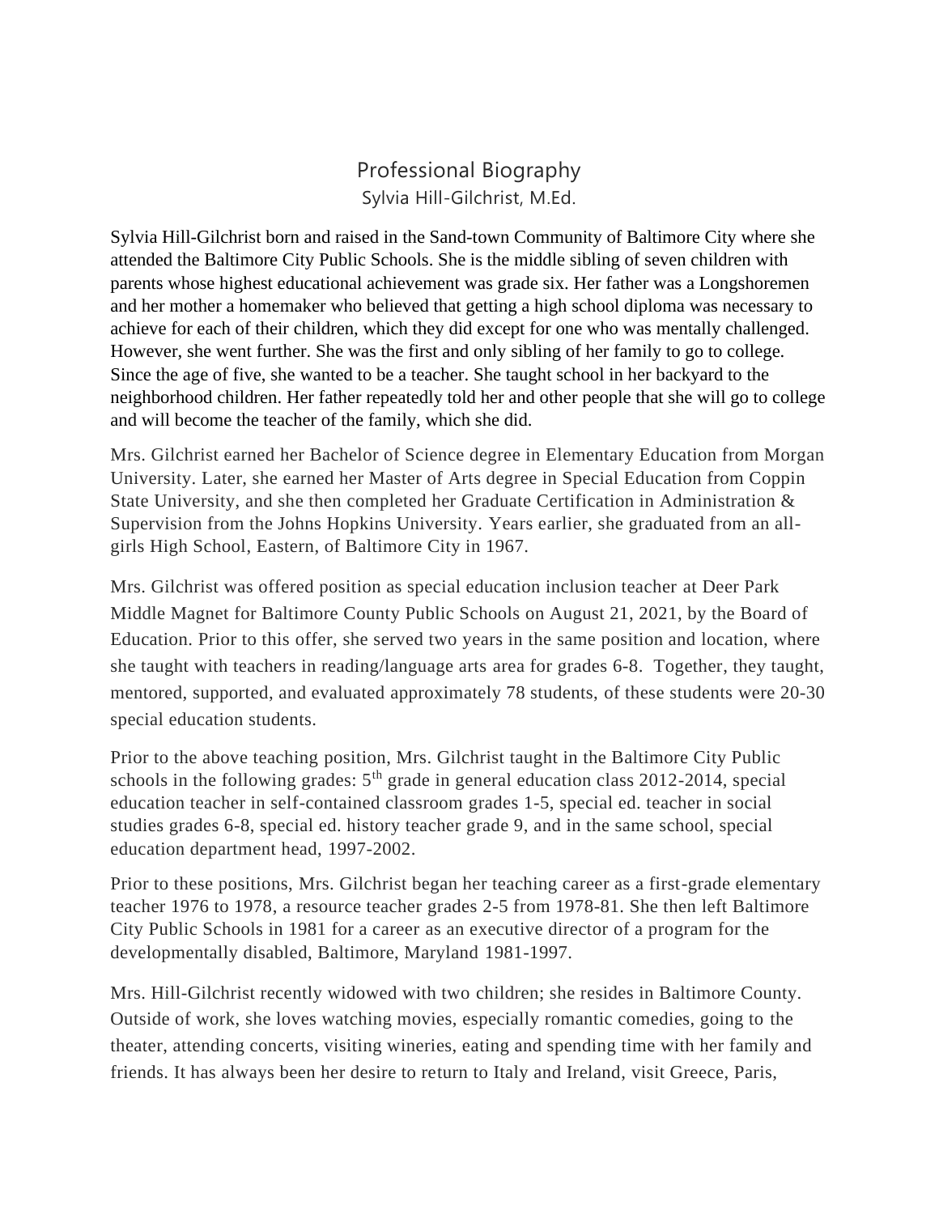# Professional Biography

Sylvia Hill-Gilchrist, M.Ed.

Sylvia Hill-Gilchrist born and raised in the Sand-town Community of Baltimore City where she attended the Baltimore City Public Schools. She is the middle sibling of seven children with parents whose highest educational achievement was grade six. Her father was a Longshoremen and her mother a homemaker who believed that getting a high school diploma was necessary to achieve for each of their children, which they did except for one who was mentally challenged. However, she went further. She was the first and only sibling of her family to go to college. Since the age of five, she wanted to be a teacher. She taught school in her backyard to the neighborhood children. Her father repeatedly told her and other people that she will go to college and will become the teacher of the family, which she did.

Mrs. Gilchrist earned her Bachelor of Science degree in Elementary Education from Morgan University. Later, she earned her Master of Arts degree in Special Education from Coppin State University, and she then completed her Graduate Certification in Administration & Supervision from the Johns Hopkins University. Years earlier, she graduated from an all-girls High School, Eastern, of Baltimore City in 1967.

Mrs. Gilchrist was offered position as special education inclusion teacher at Deer Park Middle Magnet for Baltimore County Public Schools on August 21, 2021, by the Board of Education. Prior to this offer, she served two years in the same position and location, where she taught with teachers in reading/language arts area for grades 6-8. Together, they taught, mentored, supported, and evaluated approximately 78 students, of these students were 20-30 special education students.

Prior to the above teaching position, Mrs. Gilchrist taught in the Baltimore City Public schools in the following grades: 5th grade in general education class 2012-2014, special education teacher in self-contained classroom grades 1-5, special ed. teacher in social studies grades 6-8, special ed. history teacher grade 9, and in the same school, special education department head, 1997-2002.

Prior to these positions, Mrs. Gilchrist began her teaching career as a first-grade elementary teacher 1976 to 1978, a resource teacher grades 2-5 from 1978-81. She then left Baltimore City Public Schools in 1981 for a career as an executive director of a program for the developmentally disabled, Baltimore, Maryland 1981-1997.

Mrs. Hill-Gilchrist recently widowed with two children; she resides in Baltimore County. Outside of work, she loves watching movies, especially romantic comedies, going to the theater, attending concerts, visiting wineries, eating and spending time with her family and friends. It has always been her desire to return to Italy and Ireland, visit Greece, Paris,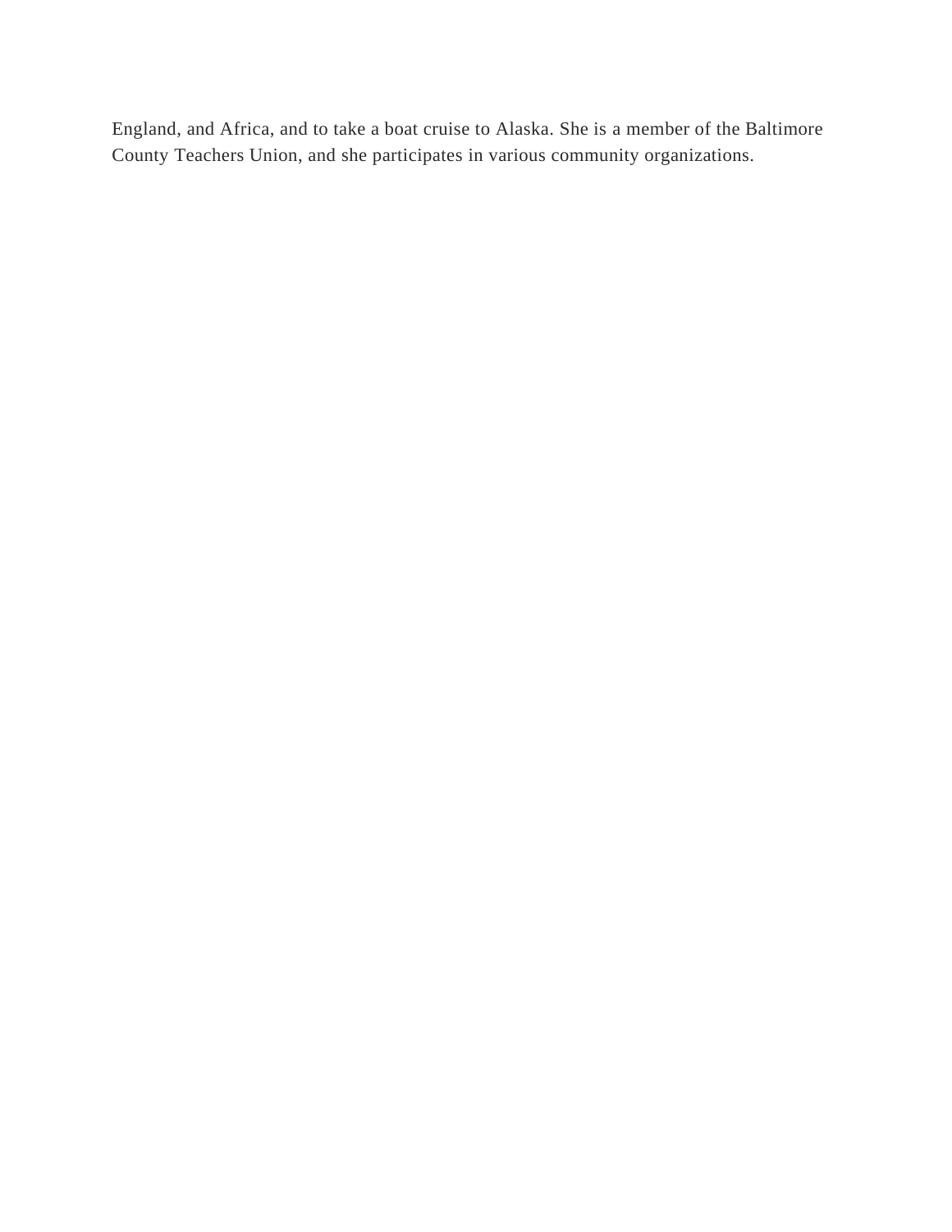England, and Africa, and to take a boat cruise to Alaska. She is a member of the Baltimore County Teachers Union, and she participates in various community organizations.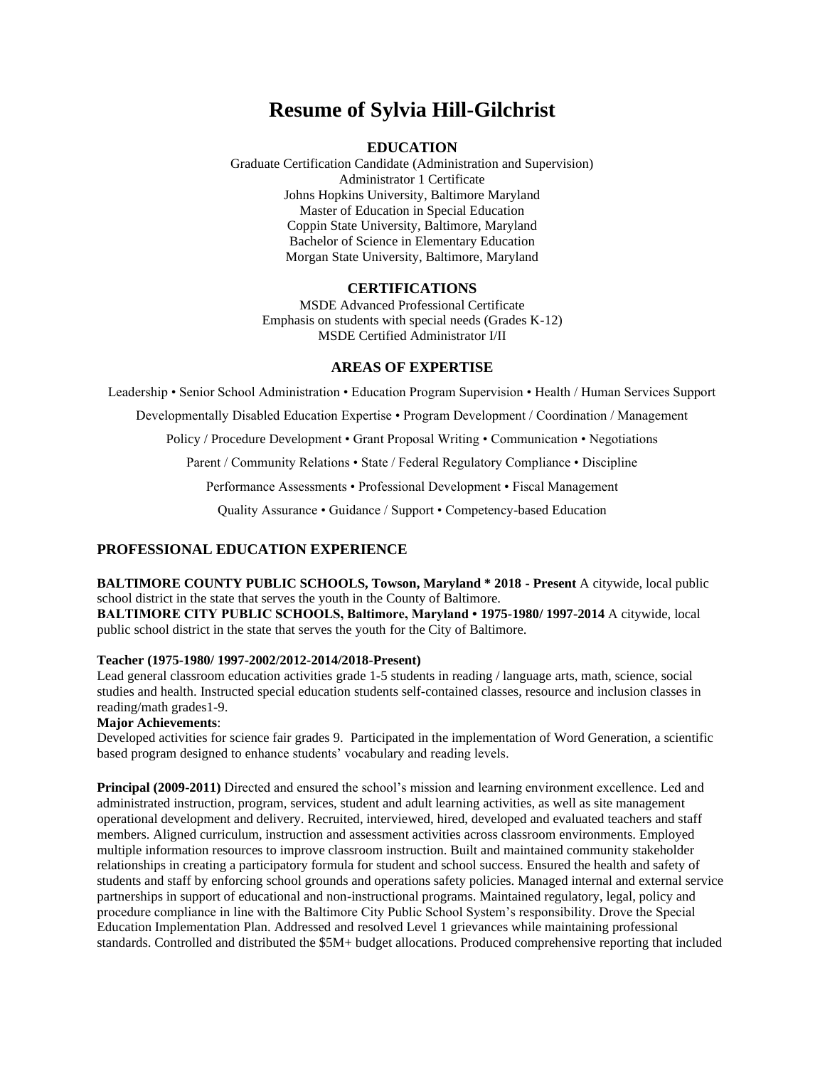# Resume of Sylvia Hill-Gilchrist

### EDUCATION

Graduate Certification Candidate (Administration and Supervision)
Administrator 1 Certificate
Johns Hopkins University, Baltimore Maryland
Master of Education in Special Education
Coppin State University, Baltimore, Maryland
Bachelor of Science in Elementary Education
Morgan State University, Baltimore, Maryland

### CERTIFICATIONS

MSDE Advanced Professional Certificate
Emphasis on students with special needs (Grades K-12)
MSDE Certified Administrator I/II

### AREAS OF EXPERTISE

Leadership • Senior School Administration • Education Program Supervision • Health / Human Services Support

Developmentally Disabled Education Expertise • Program Development / Coordination / Management

Policy / Procedure Development • Grant Proposal Writing • Communication • Negotiations

Parent / Community Relations • State / Federal Regulatory Compliance • Discipline

Performance Assessments • Professional Development • Fiscal Management

Quality Assurance • Guidance / Support • Competency-based Education

## PROFESSIONAL EDUCATION EXPERIENCE

**BALTIMORE COUNTY PUBLIC SCHOOLS, Towson, Maryland * 2018 - Present** A citywide, local public school district in the state that serves the youth in the County of Baltimore.
**BALTIMORE CITY PUBLIC SCHOOLS, Baltimore, Maryland • 1975-1980/ 1997-2014** A citywide, local public school district in the state that serves the youth for the City of Baltimore.

**Teacher (1975-1980/ 1997-2002/2012-2014/2018-Present)**
Lead general classroom education activities grade 1-5 students in reading / language arts, math, science, social studies and health. Instructed special education students self-contained classes, resource and inclusion classes in reading/math grades1-9.
**Major Achievements**:
Developed activities for science fair grades 9. Participated in the implementation of Word Generation, a scientific based program designed to enhance students' vocabulary and reading levels.

**Principal (2009-2011)** Directed and ensured the school's mission and learning environment excellence. Led and administrated instruction, program, services, student and adult learning activities, as well as site management operational development and delivery. Recruited, interviewed, hired, developed and evaluated teachers and staff members. Aligned curriculum, instruction and assessment activities across classroom environments. Employed multiple information resources to improve classroom instruction. Built and maintained community stakeholder relationships in creating a participatory formula for student and school success. Ensured the health and safety of students and staff by enforcing school grounds and operations safety policies. Managed internal and external service partnerships in support of educational and non-instructional programs. Maintained regulatory, legal, policy and procedure compliance in line with the Baltimore City Public School System's responsibility. Drove the Special Education Implementation Plan. Addressed and resolved Level 1 grievances while maintaining professional standards. Controlled and distributed the $5M+ budget allocations. Produced comprehensive reporting that included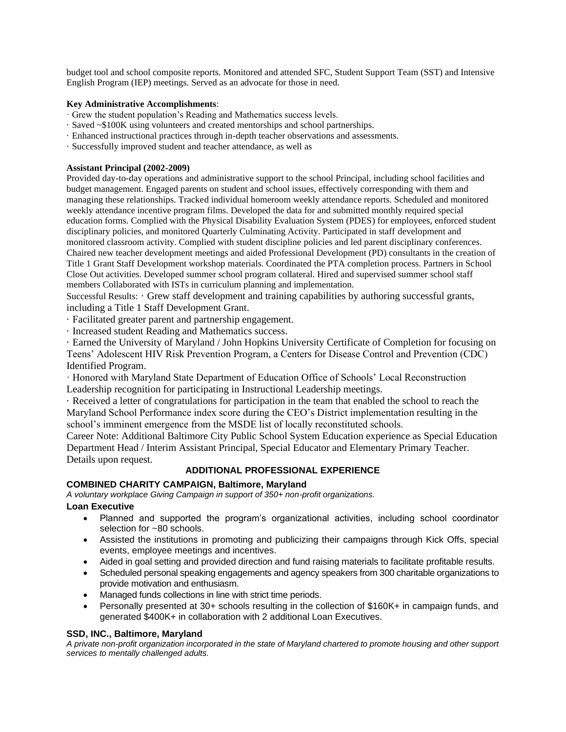budget tool and school composite reports. Monitored and attended SFC, Student Support Team (SST) and Intensive English Program (IEP) meetings. Served as an advocate for those in need.

**Key Administrative Accomplishments**:

· Grew the student population's Reading and Mathematics success levels.
· Saved ~$100K using volunteers and created mentorships and school partnerships.
· Enhanced instructional practices through in-depth teacher observations and assessments.
· Successfully improved student and teacher attendance, as well as

**Assistant Principal (2002-2009)**

Provided day-to-day operations and administrative support to the school Principal, including school facilities and budget management. Engaged parents on student and school issues, effectively corresponding with them and managing these relationships. Tracked individual homeroom weekly attendance reports. Scheduled and monitored weekly attendance incentive program films. Developed the data for and submitted monthly required special education forms. Complied with the Physical Disability Evaluation System (PDES) for employees, enforced student disciplinary policies, and monitored Quarterly Culminating Activity. Participated in staff development and monitored classroom activity. Complied with student discipline policies and led parent disciplinary conferences. Chaired new teacher development meetings and aided Professional Development (PD) consultants in the creation of Title 1 Grant Staff Development workshop materials. Coordinated the PTA completion process. Partners in School Close Out activities. Developed summer school program collateral. Hired and supervised summer school staff members Collaborated with ISTs in curriculum planning and implementation.

Successful Results: · Grew staff development and training capabilities by authoring successful grants, including a Title 1 Staff Development Grant.

· Facilitated greater parent and partnership engagement.

· Increased student Reading and Mathematics success.

· Earned the University of Maryland / John Hopkins University Certificate of Completion for focusing on Teens' Adolescent HIV Risk Prevention Program, a Centers for Disease Control and Prevention (CDC) Identified Program.

· Honored with Maryland State Department of Education Office of Schools' Local Reconstruction Leadership recognition for participating in Instructional Leadership meetings.

· Received a letter of congratulations for participation in the team that enabled the school to reach the Maryland School Performance index score during the CEO's District implementation resulting in the school's imminent emergence from the MSDE list of locally reconstituted schools.

Career Note: Additional Baltimore City Public School System Education experience as Special Education Department Head / Interim Assistant Principal, Special Educator and Elementary Primary Teacher. Details upon request.

## ADDITIONAL PROFESSIONAL EXPERIENCE

**COMBINED CHARITY CAMPAIGN, Baltimore, Maryland**

*A voluntary workplace Giving Campaign in support of 350+ non-profit organizations.*

**Loan Executive**

- Planned and supported the program's organizational activities, including school coordinator selection for ~80 schools.
- Assisted the institutions in promoting and publicizing their campaigns through Kick Offs, special events, employee meetings and incentives.
- Aided in goal setting and provided direction and fund raising materials to facilitate profitable results.
- Scheduled personal speaking engagements and agency speakers from 300 charitable organizations to provide motivation and enthusiasm.
- Managed funds collections in line with strict time periods.
- Personally presented at 30+ schools resulting in the collection of $160K+ in campaign funds, and generated $400K+ in collaboration with 2 additional Loan Executives.

**SSD, INC., Baltimore, Maryland**

*A private non-profit organization incorporated in the state of Maryland chartered to promote housing and other support services to mentally challenged adults.*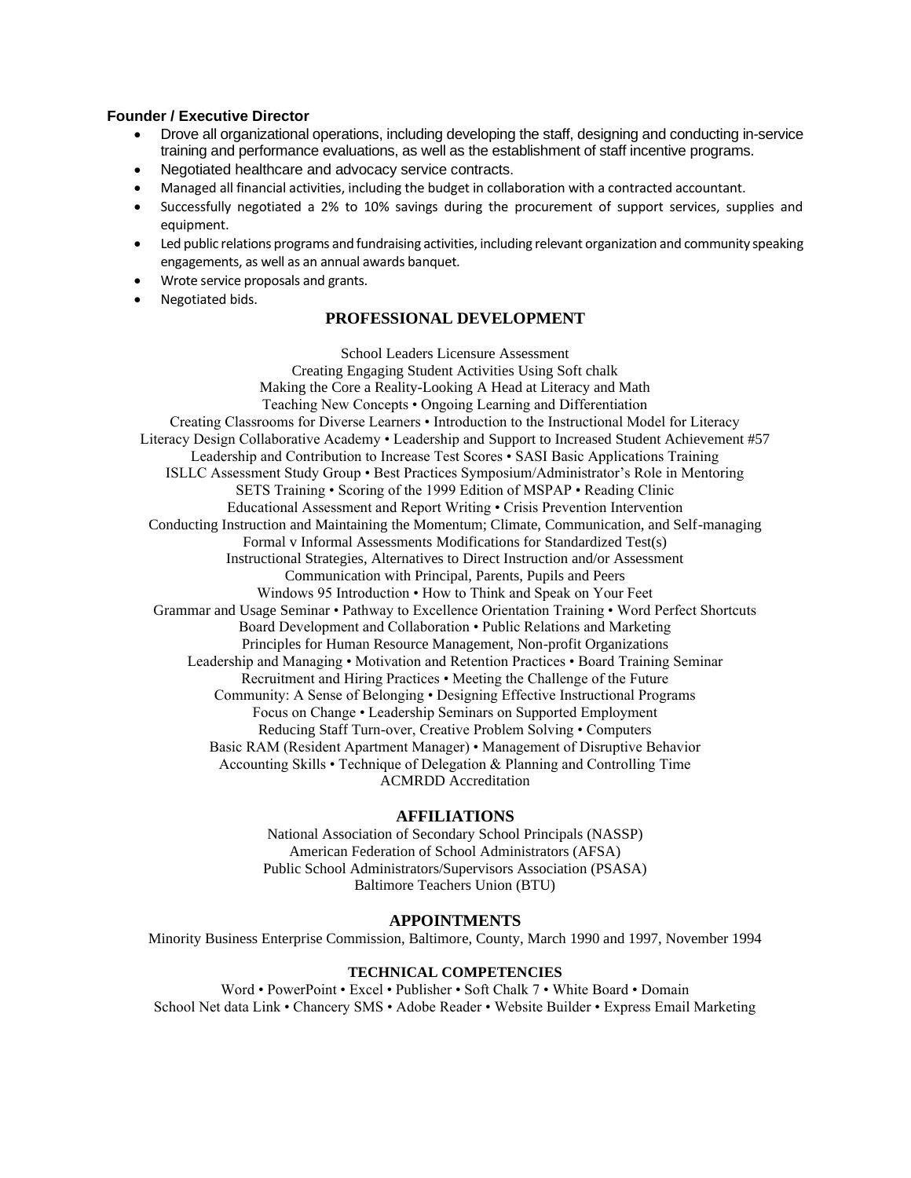**Founder / Executive Director**

- Drove all organizational operations, including developing the staff, designing and conducting in-service training and performance evaluations, as well as the establishment of staff incentive programs.
- Negotiated healthcare and advocacy service contracts.
- Managed all financial activities, including the budget in collaboration with a contracted accountant.
- Successfully negotiated a 2% to 10% savings during the procurement of support services, supplies and equipment.
- Led public relations programs and fundraising activities, including relevant organization and community speaking engagements, as well as an annual awards banquet.
- Wrote service proposals and grants.
- Negotiated bids.

## PROFESSIONAL DEVELOPMENT

School Leaders Licensure Assessment
Creating Engaging Student Activities Using Soft chalk
Making the Core a Reality-Looking A Head at Literacy and Math
Teaching New Concepts • Ongoing Learning and Differentiation
Creating Classrooms for Diverse Learners • Introduction to the Instructional Model for Literacy
Literacy Design Collaborative Academy • Leadership and Support to Increased Student Achievement #57
Leadership and Contribution to Increase Test Scores • SASI Basic Applications Training
ISLLC Assessment Study Group • Best Practices Symposium/Administrator's Role in Mentoring
SETS Training • Scoring of the 1999 Edition of MSPAP • Reading Clinic
Educational Assessment and Report Writing • Crisis Prevention Intervention
Conducting Instruction and Maintaining the Momentum; Climate, Communication, and Self-managing
Formal v Informal Assessments Modifications for Standardized Test(s)
Instructional Strategies, Alternatives to Direct Instruction and/or Assessment
Communication with Principal, Parents, Pupils and Peers
Windows 95 Introduction • How to Think and Speak on Your Feet
Grammar and Usage Seminar • Pathway to Excellence Orientation Training • Word Perfect Shortcuts
Board Development and Collaboration • Public Relations and Marketing
Principles for Human Resource Management, Non-profit Organizations
Leadership and Managing • Motivation and Retention Practices • Board Training Seminar
Recruitment and Hiring Practices • Meeting the Challenge of the Future
Community: A Sense of Belonging • Designing Effective Instructional Programs
Focus on Change • Leadership Seminars on Supported Employment
Reducing Staff Turn-over, Creative Problem Solving • Computers
Basic RAM (Resident Apartment Manager) • Management of Disruptive Behavior
Accounting Skills • Technique of Delegation & Planning and Controlling Time
ACMRDD Accreditation

## AFFILIATIONS

National Association of Secondary School Principals (NASSP)
American Federation of School Administrators (AFSA)
Public School Administrators/Supervisors Association (PSASA)
Baltimore Teachers Union (BTU)

## APPOINTMENTS

Minority Business Enterprise Commission, Baltimore, County, March 1990 and 1997, November 1994

### TECHNICAL COMPETENCIES

Word • PowerPoint • Excel • Publisher • Soft Chalk 7 • White Board • Domain
School Net data Link • Chancery SMS • Adobe Reader • Website Builder • Express Email Marketing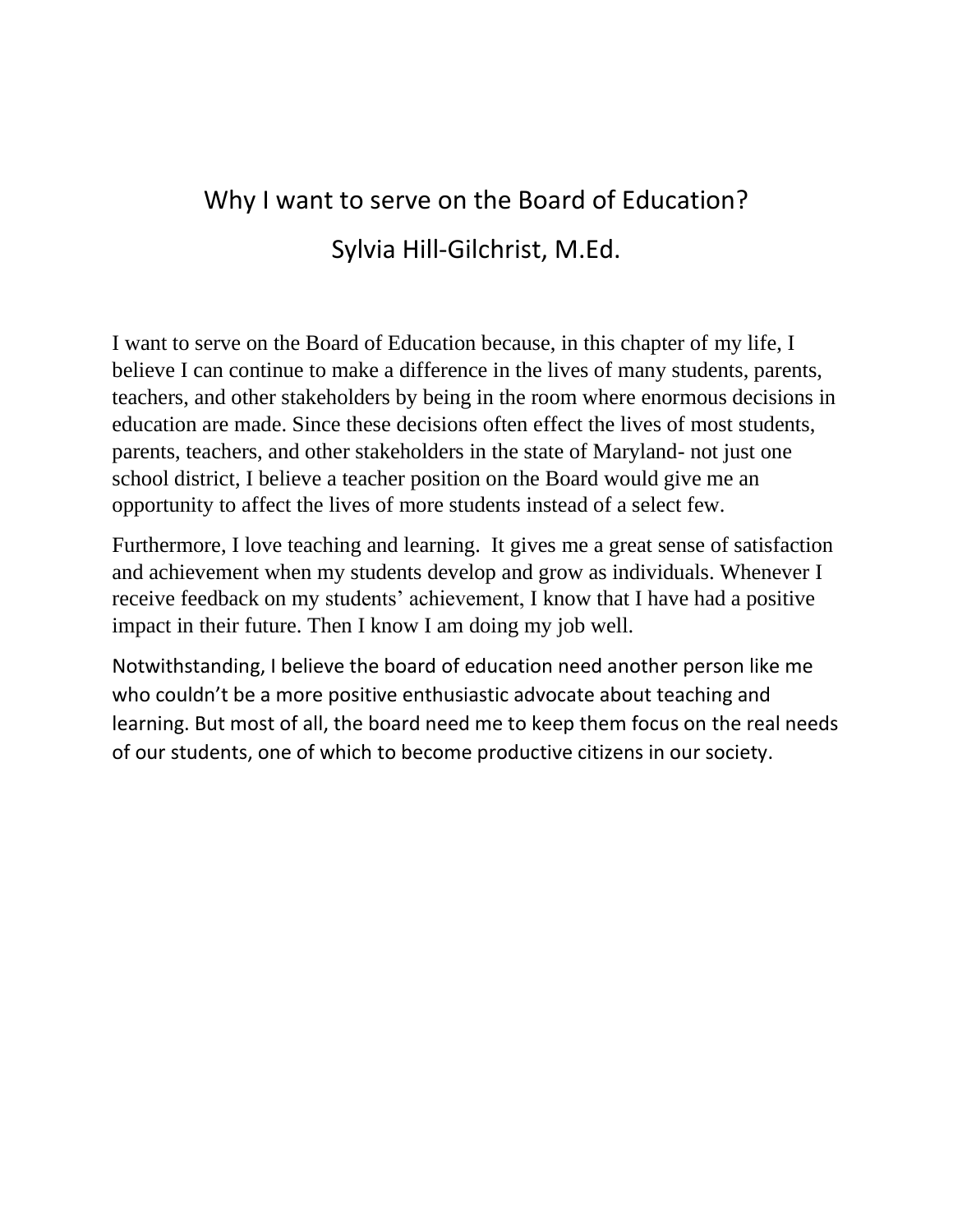# Why I want to serve on the Board of Education?

## Sylvia Hill-Gilchrist, M.Ed.

I want to serve on the Board of Education because, in this chapter of my life, I believe I can continue to make a difference in the lives of many students, parents, teachers, and other stakeholders by being in the room where enormous decisions in education are made. Since these decisions often effect the lives of most students, parents, teachers, and other stakeholders in the state of Maryland- not just one school district, I believe a teacher position on the Board would give me an opportunity to affect the lives of more students instead of a select few.

Furthermore, I love teaching and learning. It gives me a great sense of satisfaction and achievement when my students develop and grow as individuals. Whenever I receive feedback on my students' achievement, I know that I have had a positive impact in their future. Then I know I am doing my job well.

Notwithstanding, I believe the board of education need another person like me who couldn't be a more positive enthusiastic advocate about teaching and learning. But most of all, the board need me to keep them focus on the real needs of our students, one of which to become productive citizens in our society.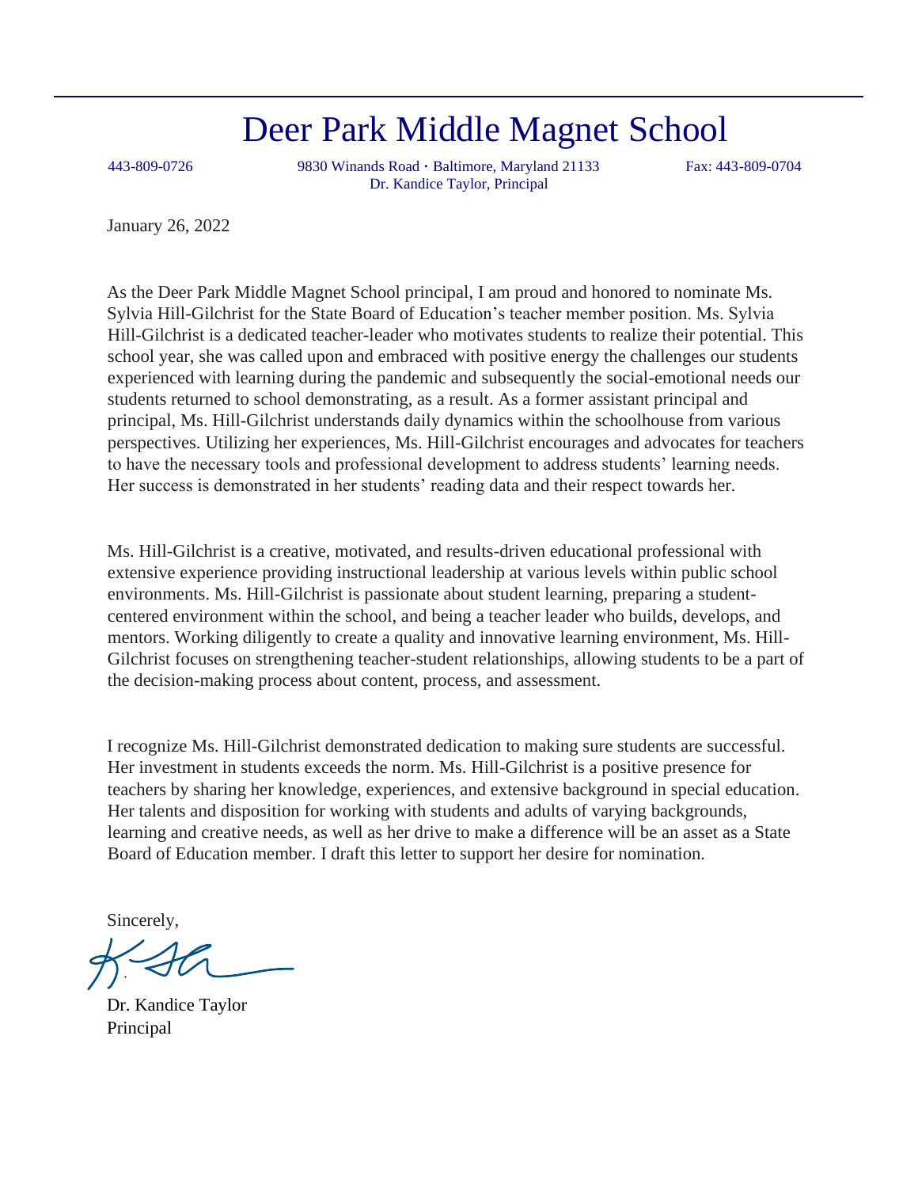# Deer Park Middle Magnet School

443-809-0726 9830 Winands Road · Baltimore, Maryland 21133 Fax: 443-809-0704
Dr. Kandice Taylor, Principal

January 26, 2022

As the Deer Park Middle Magnet School principal, I am proud and honored to nominate Ms. Sylvia Hill-Gilchrist for the State Board of Education's teacher member position. Ms. Sylvia Hill-Gilchrist is a dedicated teacher-leader who motivates students to realize their potential. This school year, she was called upon and embraced with positive energy the challenges our students experienced with learning during the pandemic and subsequently the social-emotional needs our students returned to school demonstrating, as a result. As a former assistant principal and principal, Ms. Hill-Gilchrist understands daily dynamics within the schoolhouse from various perspectives. Utilizing her experiences, Ms. Hill-Gilchrist encourages and advocates for teachers to have the necessary tools and professional development to address students' learning needs. Her success is demonstrated in her students' reading data and their respect towards her.

Ms. Hill-Gilchrist is a creative, motivated, and results-driven educational professional with extensive experience providing instructional leadership at various levels within public school environments. Ms. Hill-Gilchrist is passionate about student learning, preparing a student-centered environment within the school, and being a teacher leader who builds, develops, and mentors. Working diligently to create a quality and innovative learning environment, Ms. Hill-Gilchrist focuses on strengthening teacher-student relationships, allowing students to be a part of the decision-making process about content, process, and assessment.

I recognize Ms. Hill-Gilchrist demonstrated dedication to making sure students are successful. Her investment in students exceeds the norm. Ms. Hill-Gilchrist is a positive presence for teachers by sharing her knowledge, experiences, and extensive background in special education. Her talents and disposition for working with students and adults of varying backgrounds, learning and creative needs, as well as her drive to make a difference will be an asset as a State Board of Education member. I draft this letter to support her desire for nomination.

Sincerely,

Dr. Kandice Taylor
Principal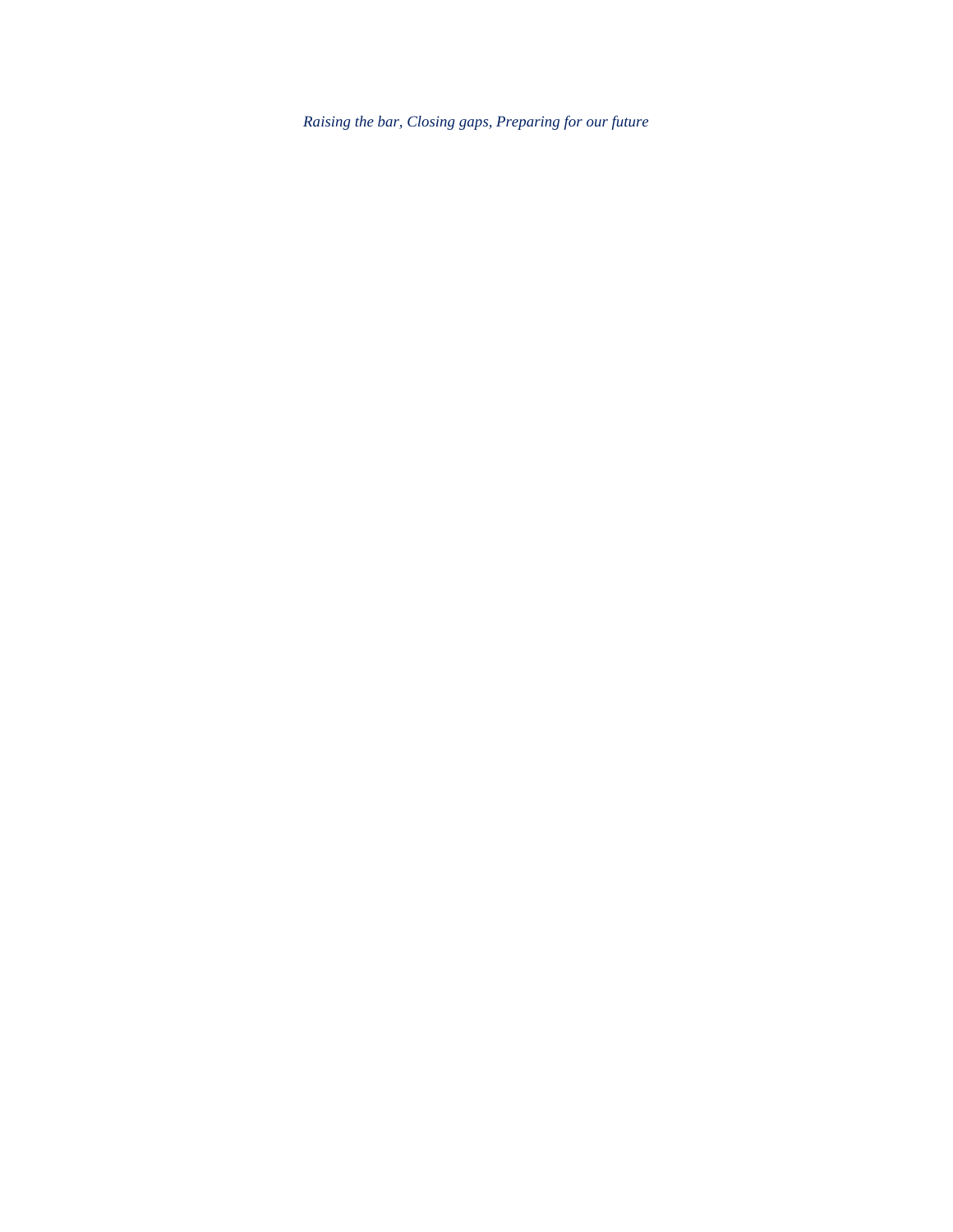*Raising the bar, Closing gaps, Preparing for our future*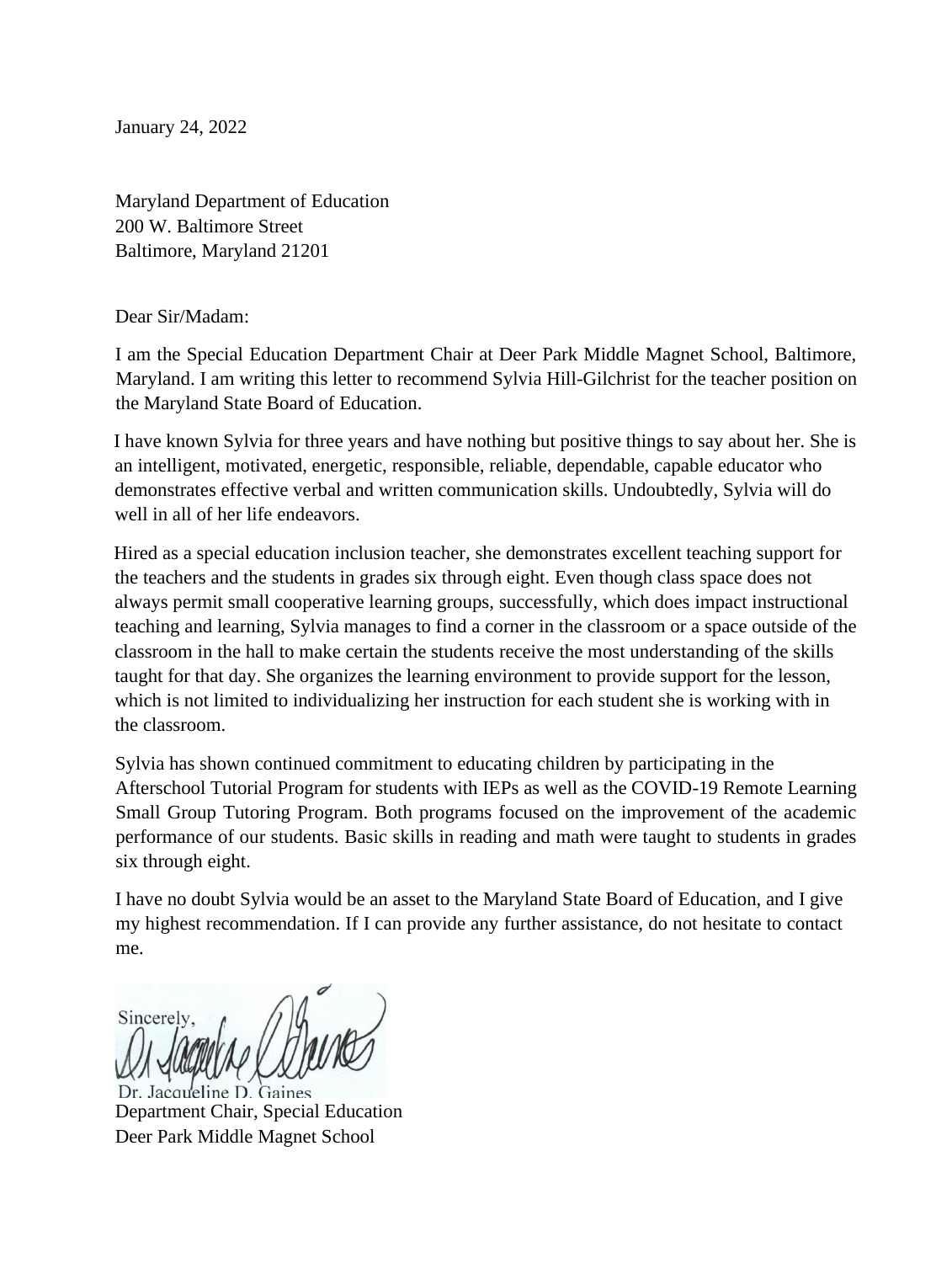January 24, 2022

Maryland Department of Education
200 W. Baltimore Street
Baltimore, Maryland 21201

Dear Sir/Madam:

I am the Special Education Department Chair at Deer Park Middle Magnet School, Baltimore, Maryland. I am writing this letter to recommend Sylvia Hill-Gilchrist for the teacher position on the Maryland State Board of Education.

I have known Sylvia for three years and have nothing but positive things to say about her. She is an intelligent, motivated, energetic, responsible, reliable, dependable, capable educator who demonstrates effective verbal and written communication skills. Undoubtedly, Sylvia will do well in all of her life endeavors.

Hired as a special education inclusion teacher, she demonstrates excellent teaching support for the teachers and the students in grades six through eight. Even though class space does not always permit small cooperative learning groups, successfully, which does impact instructional teaching and learning, Sylvia manages to find a corner in the classroom or a space outside of the classroom in the hall to make certain the students receive the most understanding of the skills taught for that day. She organizes the learning environment to provide support for the lesson, which is not limited to individualizing her instruction for each student she is working with in the classroom.

Sylvia has shown continued commitment to educating children by participating in the Afterschool Tutorial Program for students with IEPs as well as the COVID-19 Remote Learning Small Group Tutoring Program. Both programs focused on the improvement of the academic performance of our students. Basic skills in reading and math were taught to students in grades six through eight.

I have no doubt Sylvia would be an asset to the Maryland State Board of Education, and I give my highest recommendation. If I can provide any further assistance, do not hesitate to contact me.

Sincerely,

Dr. Jacqueline D. Gaines
Department Chair, Special Education
Deer Park Middle Magnet School